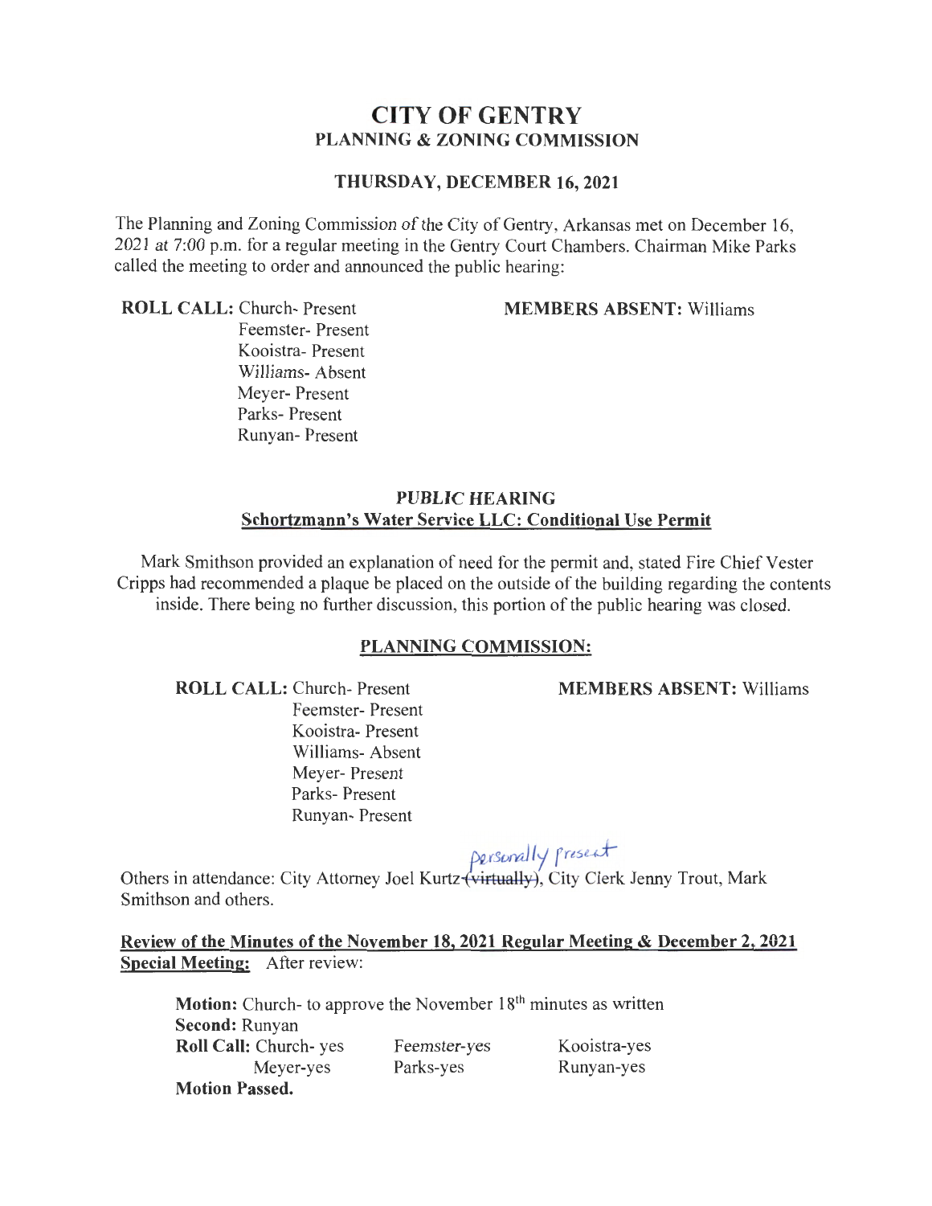# CITY OF GENTRY

## PLANNING & ZONING COMMISSION

### THURSDAY, DECEMBER 16, 2021

The Planning and Zoning Commission of the City of Gentry, Arkansas met on December 16, 2021 at 7:00 p.m. for a regular meeting in the Gentry Court Chambers. Chairman Mike Parks called the meeting to order and announced the public hearing:

**ROLL CALL:** Church- Present
Feemster- Present
Kooistra- Present
Williams- Absent
Meyer- Present
Parks- Present
Runyan- Present

**MEMBERS ABSENT:** Williams

### PUBLIC HEARING

**Schortzmann's Water Service LLC: Conditional Use Permit**

Mark Smithson provided an explanation of need for the permit and, stated Fire Chief Vester Cripps had recommended a plaque be placed on the outside of the building regarding the contents inside. There being no further discussion, this portion of the public hearing was closed.

### PLANNING COMMISSION:

**ROLL CALL:** Church- Present
Feemster- Present
Kooistra- Present
Williams- Absent
Meyer- Present
Parks- Present
Runyan- Present

**MEMBERS ABSENT:** Williams

Others in attendance: City Attorney Joel Kurtz ~~(virtually)~~ personally present, City Clerk Jenny Trout, Mark Smithson and others.

**Review of the Minutes of the November 18, 2021 Regular Meeting & December 2, 2021 Special Meeting:** After review:

**Motion:** Church- to approve the November 18th minutes as written
**Second:** Runyan
**Roll Call:** Church- yes Feemster-yes Kooistra-yes
Meyer-yes Parks-yes Runyan-yes
**Motion Passed.**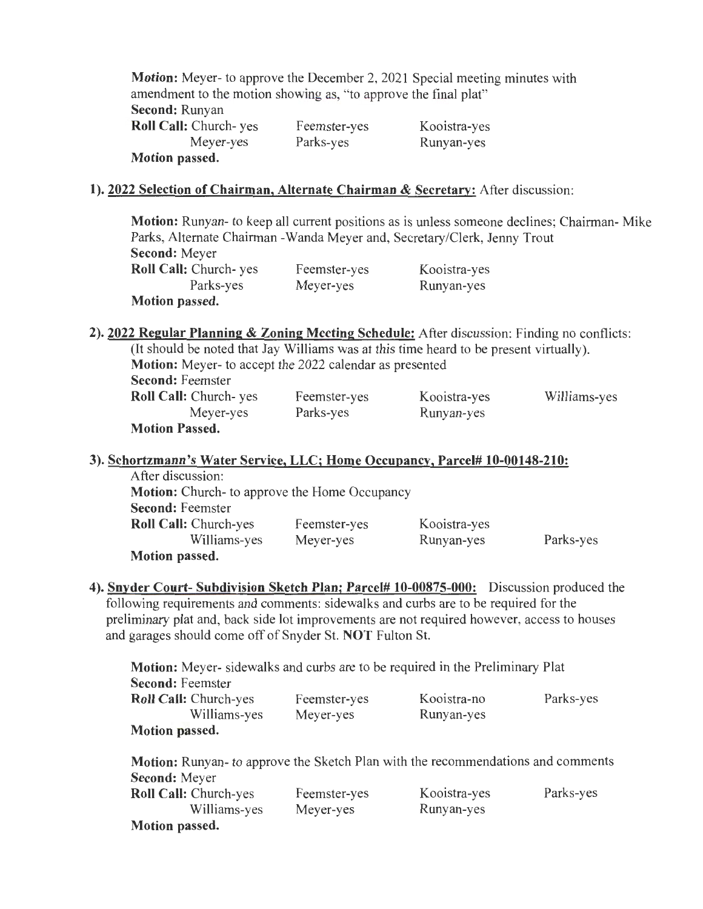**Motion:** Meyer- to approve the December 2, 2021 Special meeting minutes with amendment to the motion showing as, "to approve the final plat"
**Second:** Runyan
**Roll Call:** Church- yes Feemster-yes Kooistra-yes
Meyer-yes Parks-yes Runyan-yes
**Motion passed.**

**1). <u>2022 Selection of Chairman, Alternate Chairman & Secretary:</u>** After discussion:

**Motion:** Runyan- to keep all current positions as is unless someone declines; Chairman- Mike Parks, Alternate Chairman -Wanda Meyer and, Secretary/Clerk, Jenny Trout
**Second:** Meyer
**Roll Call:** Church- yes Feemster-yes Kooistra-yes
Parks-yes Meyer-yes Runyan-yes
**Motion passed.**

**2). <u>2022 Regular Planning & Zoning Meeting Schedule:</u>** After discussion: Finding no conflicts:
(It should be noted that Jay Williams was at this time heard to be present virtually).
**Motion:** Meyer- to accept the 2022 calendar as presented
**Second:** Feemster
**Roll Call:** Church- yes Feemster-yes Kooistra-yes Williams-yes
Meyer-yes Parks-yes Runyan-yes
**Motion Passed.**

**3). <u>Schortzmann's Water Service, LLC; Home Occupancy, Parcel# 10-00148-210:</u>**
After discussion:
**Motion:** Church- to approve the Home Occupancy
**Second:** Feemster
**Roll Call:** Church-yes Feemster-yes Kooistra-yes
Williams-yes Meyer-yes Runyan-yes Parks-yes
**Motion passed.**

**4). <u>Snyder Court- Subdivision Sketch Plan; Parcel# 10-00875-000:</u>** Discussion produced the following requirements and comments: sidewalks and curbs are to be required for the preliminary plat and, back side lot improvements are not required however, access to houses and garages should come off of Snyder St. **NOT** Fulton St.

**Motion:** Meyer- sidewalks and curbs are to be required in the Preliminary Plat
**Second:** Feemster
**Roll Call:** Church-yes Feemster-yes Kooistra-no Parks-yes
Williams-yes Meyer-yes Runyan-yes
**Motion passed.**

**Motion:** Runyan- to approve the Sketch Plan with the recommendations and comments
**Second:** Meyer
**Roll Call:** Church-yes Feemster-yes Kooistra-yes Parks-yes
Williams-yes Meyer-yes Runyan-yes
**Motion passed.**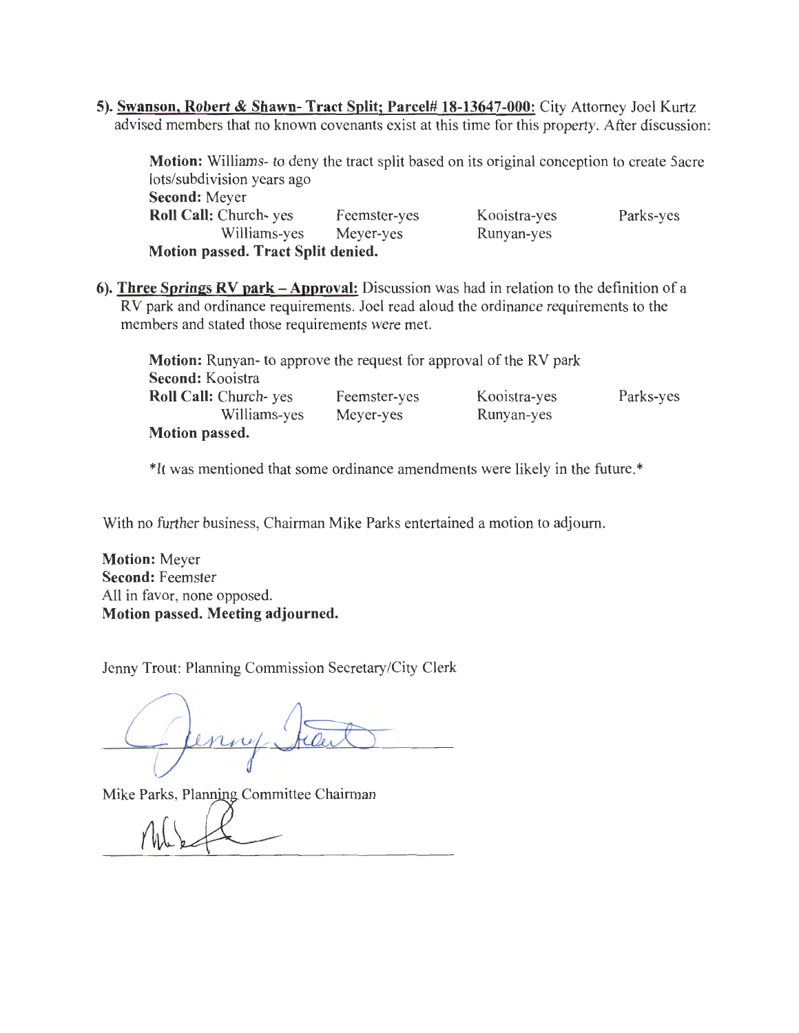5). **<u>Swanson, Robert & Shawn- Tract Split; Parcel# 18-13647-000:</u>** City Attorney Joel Kurtz advised members that no known covenants exist at this time for this property. After discussion:

**Motion:** Williams- to deny the tract split based on its original conception to create 5acre lots/subdivision years ago
**Second:** Meyer

| | | | |
|---|---|---|---|
| **Roll Call:** Church- yes | Feemster-yes | Kooistra-yes | Parks-yes |
| Williams-yes | Meyer-yes | Runyan-yes | |

**Motion passed. Tract Split denied.**

6). **<u>Three Springs RV park – Approval:</u>** Discussion was had in relation to the definition of a RV park and ordinance requirements. Joel read aloud the ordinance requirements to the members and stated those requirements were met.

**Motion:** Runyan- to approve the request for approval of the RV park
**Second:** Kooistra

| | | | |
|---|---|---|---|
| **Roll Call:** Church- yes | Feemster-yes | Kooistra-yes | Parks-yes |
| Williams-yes | Meyer-yes | Runyan-yes | |

**Motion passed.**

*It was mentioned that some ordinance amendments were likely in the future.*

With no further business, Chairman Mike Parks entertained a motion to adjourn.

**Motion:** Meyer
**Second:** Feemster
All in favor, none opposed.
**Motion passed. Meeting adjourned.**

Jenny Trout: Planning Commission Secretary/City Clerk

Mike Parks, Planning Committee Chairman